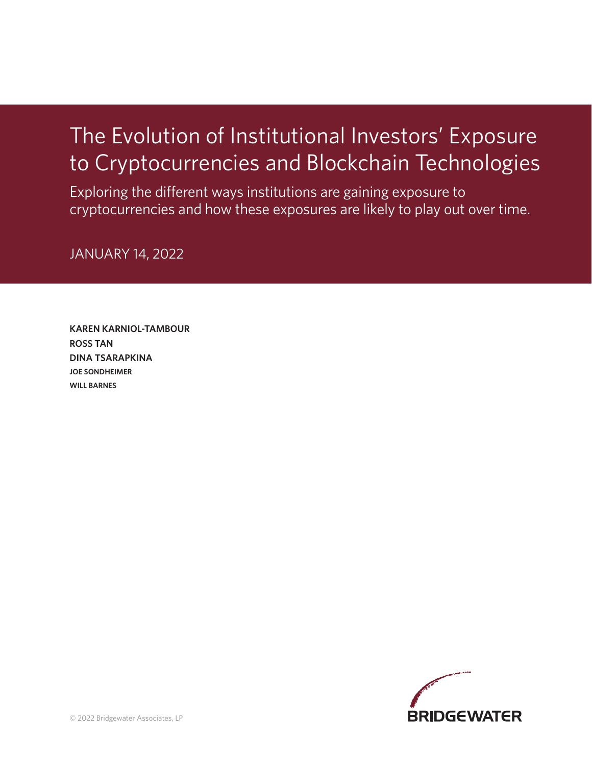# The Evolution of Institutional Investors' Exposure to Cryptocurrencies and Blockchain Technologies

Exploring the different ways institutions are gaining exposure to cryptocurrencies and how these exposures are likely to play out over time.

JANUARY 14, 2022

**KAREN KARNIOL-TAMBOUR**
**ROSS TAN**
**DINA TSARAPKINA**
**JOE SONDHEIMER**
**WILL BARNES**

© 2022 Bridgewater Associates, LP

BRIDGEWATER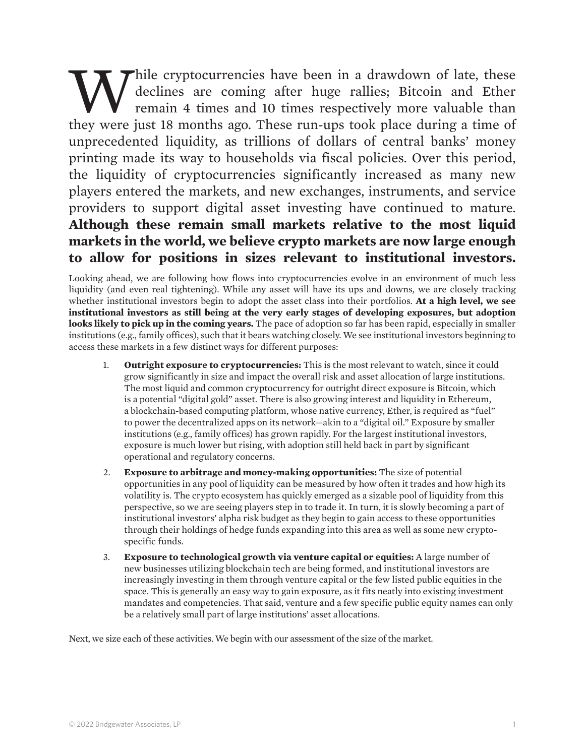While cryptocurrencies have been in a drawdown of late, these declines are coming after huge rallies; Bitcoin and Ether remain 4 times and 10 times respectively more valuable than they were just 18 months ago. These run-ups took place during a time of unprecedented liquidity, as trillions of dollars of central banks' money printing made its way to households via fiscal policies. Over this period, the liquidity of cryptocurrencies significantly increased as many new players entered the markets, and new exchanges, instruments, and service providers to support digital asset investing have continued to mature. **Although these remain small markets relative to the most liquid markets in the world, we believe crypto markets are now large enough to allow for positions in sizes relevant to institutional investors.**

Looking ahead, we are following how flows into cryptocurrencies evolve in an environment of much less liquidity (and even real tightening). While any asset will have its ups and downs, we are closely tracking whether institutional investors begin to adopt the asset class into their portfolios. **At a high level, we see institutional investors as still being at the very early stages of developing exposures, but adoption looks likely to pick up in the coming years.** The pace of adoption so far has been rapid, especially in smaller institutions (e.g., family offices), such that it bears watching closely. We see institutional investors beginning to access these markets in a few distinct ways for different purposes:

1. **Outright exposure to cryptocurrencies:** This is the most relevant to watch, since it could grow significantly in size and impact the overall risk and asset allocation of large institutions. The most liquid and common cryptocurrency for outright direct exposure is Bitcoin, which is a potential "digital gold" asset. There is also growing interest and liquidity in Ethereum, a blockchain-based computing platform, whose native currency, Ether, is required as "fuel" to power the decentralized apps on its network—akin to a "digital oil." Exposure by smaller institutions (e.g., family offices) has grown rapidly. For the largest institutional investors, exposure is much lower but rising, with adoption still held back in part by significant operational and regulatory concerns.
2. **Exposure to arbitrage and money-making opportunities:** The size of potential opportunities in any pool of liquidity can be measured by how often it trades and how high its volatility is. The crypto ecosystem has quickly emerged as a sizable pool of liquidity from this perspective, so we are seeing players step in to trade it. In turn, it is slowly becoming a part of institutional investors' alpha risk budget as they begin to gain access to these opportunities through their holdings of hedge funds expanding into this area as well as some new crypto-specific funds.
3. **Exposure to technological growth via venture capital or equities:** A large number of new businesses utilizing blockchain tech are being formed, and institutional investors are increasingly investing in them through venture capital or the few listed public equities in the space. This is generally an easy way to gain exposure, as it fits neatly into existing investment mandates and competencies. That said, venture and a few specific public equity names can only be a relatively small part of large institutions' asset allocations.

Next, we size each of these activities. We begin with our assessment of the size of the market.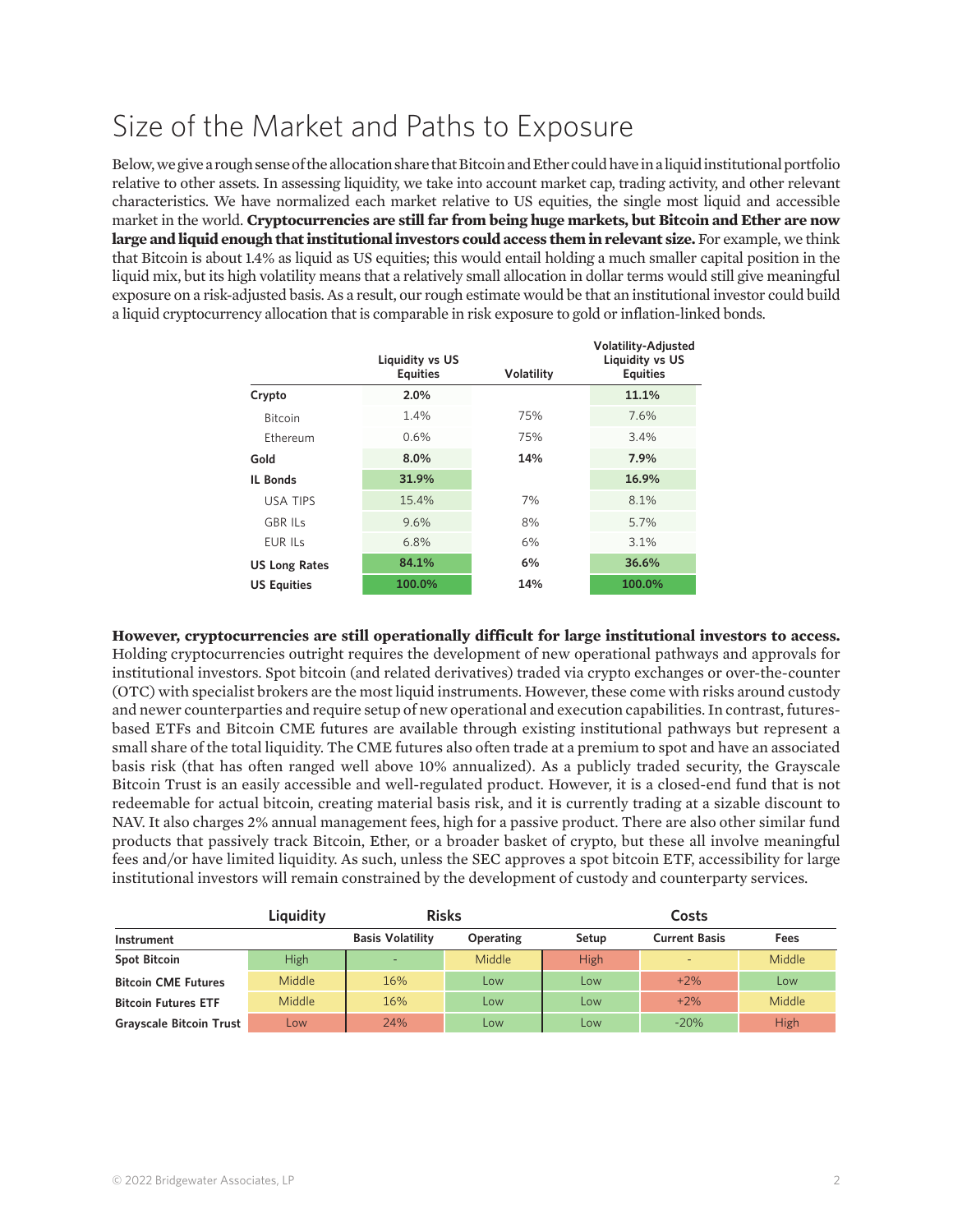# Size of the Market and Paths to Exposure

Below, we give a rough sense of the allocation share that Bitcoin and Ether could have in a liquid institutional portfolio relative to other assets. In assessing liquidity, we take into account market cap, trading activity, and other relevant characteristics. We have normalized each market relative to US equities, the single most liquid and accessible market in the world. **Cryptocurrencies are still far from being huge markets, but Bitcoin and Ether are now large and liquid enough that institutional investors could access them in relevant size.** For example, we think that Bitcoin is about 1.4% as liquid as US equities; this would entail holding a much smaller capital position in the liquid mix, but its high volatility means that a relatively small allocation in dollar terms would still give meaningful exposure on a risk-adjusted basis. As a result, our rough estimate would be that an institutional investor could build a liquid cryptocurrency allocation that is comparable in risk exposure to gold or inflation-linked bonds.

| | Liquidity vs US Equities | Volatility | Volatility-Adjusted Liquidity vs US Equities |
|---|---|---|---|
| **Crypto** | **2.0%** | | **11.1%** |
| Bitcoin | 1.4% | 75% | 7.6% |
| Ethereum | 0.6% | 75% | 3.4% |
| **Gold** | **8.0%** | **14%** | **7.9%** |
| **IL Bonds** | **31.9%** | | **16.9%** |
| USA TIPS | 15.4% | 7% | 8.1% |
| GBR ILs | 9.6% | 8% | 5.7% |
| EUR ILs | 6.8% | 6% | 3.1% |
| **US Long Rates** | **84.1%** | **6%** | **36.6%** |
| **US Equities** | **100.0%** | **14%** | **100.0%** |

**However, cryptocurrencies are still operationally difficult for large institutional investors to access.** Holding cryptocurrencies outright requires the development of new operational pathways and approvals for institutional investors. Spot bitcoin (and related derivatives) traded via crypto exchanges or over-the-counter (OTC) with specialist brokers are the most liquid instruments. However, these come with risks around custody and newer counterparties and require setup of new operational and execution capabilities. In contrast, futures-based ETFs and Bitcoin CME futures are available through existing institutional pathways but represent a small share of the total liquidity. The CME futures also often trade at a premium to spot and have an associated basis risk (that has often ranged well above 10% annualized). As a publicly traded security, the Grayscale Bitcoin Trust is an easily accessible and well-regulated product. However, it is a closed-end fund that is not redeemable for actual bitcoin, creating material basis risk, and it is currently trading at a sizable discount to NAV. It also charges 2% annual management fees, high for a passive product. There are also other similar fund products that passively track Bitcoin, Ether, or a broader basket of crypto, but these all involve meaningful fees and/or have limited liquidity. As such, unless the SEC approves a spot bitcoin ETF, accessibility for large institutional investors will remain constrained by the development of custody and counterparty services.

| | Liquidity | Risks | | Costs | | |
|---|---|---|---|---|---|---|
| **Instrument** | | **Basis Volatility** | **Operating** | **Setup** | **Current Basis** | **Fees** |
| **Spot Bitcoin** | High | - | Middle | High | - | Middle |
| **Bitcoin CME Futures** | Middle | 16% | Low | Low | +2% | Low |
| **Bitcoin Futures ETF** | Middle | 16% | Low | Low | +2% | Middle |
| **Grayscale Bitcoin Trust** | Low | 24% | Low | Low | -20% | High |

© 2022 Bridgewater Associates, LP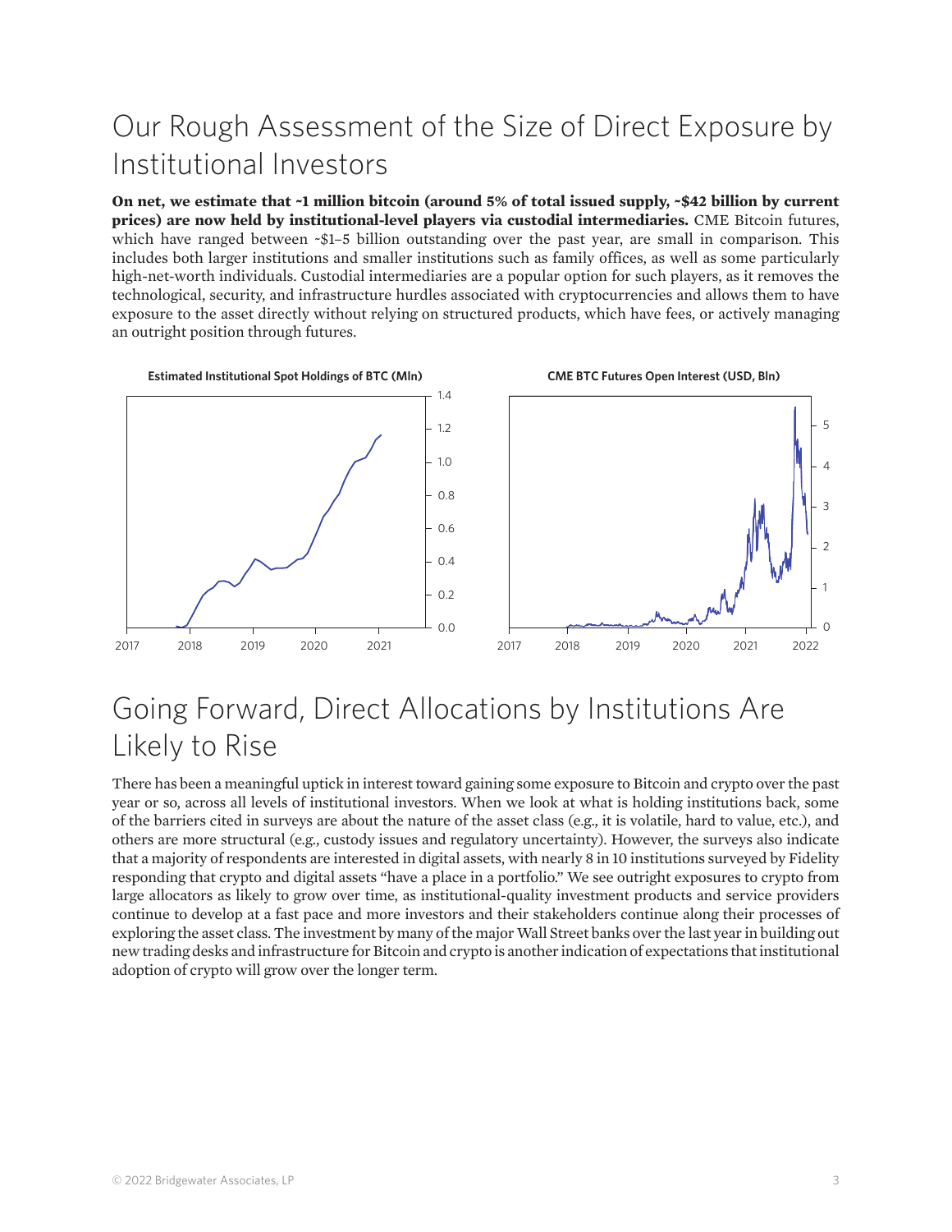# Our Rough Assessment of the Size of Direct Exposure by Institutional Investors

**On net, we estimate that ~1 million bitcoin (around 5% of total issued supply, ~$42 billion by current prices) are now held by institutional-level players via custodial intermediaries.** CME Bitcoin futures, which have ranged between ~$1–5 billion outstanding over the past year, are small in comparison. This includes both larger institutions and smaller institutions such as family offices, as well as some particularly high-net-worth individuals. Custodial intermediaries are a popular option for such players, as it removes the technological, security, and infrastructure hurdles associated with cryptocurrencies and allows them to have exposure to the asset directly without relying on structured products, which have fees, or actively managing an outright position through futures.

**Estimated Institutional Spot Holdings of BTC (Mln)**

**CME BTC Futures Open Interest (USD, Bln)**

# Going Forward, Direct Allocations by Institutions Are Likely to Rise

There has been a meaningful uptick in interest toward gaining some exposure to Bitcoin and crypto over the past year or so, across all levels of institutional investors. When we look at what is holding institutions back, some of the barriers cited in surveys are about the nature of the asset class (e.g., it is volatile, hard to value, etc.), and others are more structural (e.g., custody issues and regulatory uncertainty). However, the surveys also indicate that a majority of respondents are interested in digital assets, with nearly 8 in 10 institutions surveyed by Fidelity responding that crypto and digital assets "have a place in a portfolio." We see outright exposures to crypto from large allocators as likely to grow over time, as institutional-quality investment products and service providers continue to develop at a fast pace and more investors and their stakeholders continue along their processes of exploring the asset class. The investment by many of the major Wall Street banks over the last year in building out new trading desks and infrastructure for Bitcoin and crypto is another indication of expectations that institutional adoption of crypto will grow over the longer term.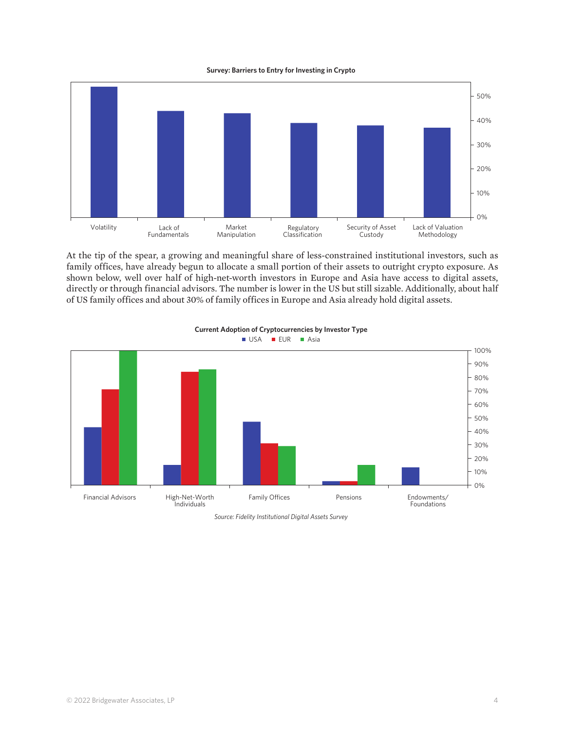**Survey: Barriers to Entry for Investing in Crypto**

At the tip of the spear, a growing and meaningful share of less-constrained institutional investors, such as family offices, have already begun to allocate a small portion of their assets to outright crypto exposure. As shown below, well over half of high-net-worth investors in Europe and Asia have access to digital assets, directly or through financial advisors. The number is lower in the US but still sizable. Additionally, about half of US family offices and about 30% of family offices in Europe and Asia already hold digital assets.

**Current Adoption of Cryptocurrencies by Investor Type**

*Source: Fidelity Institutional Digital Assets Survey*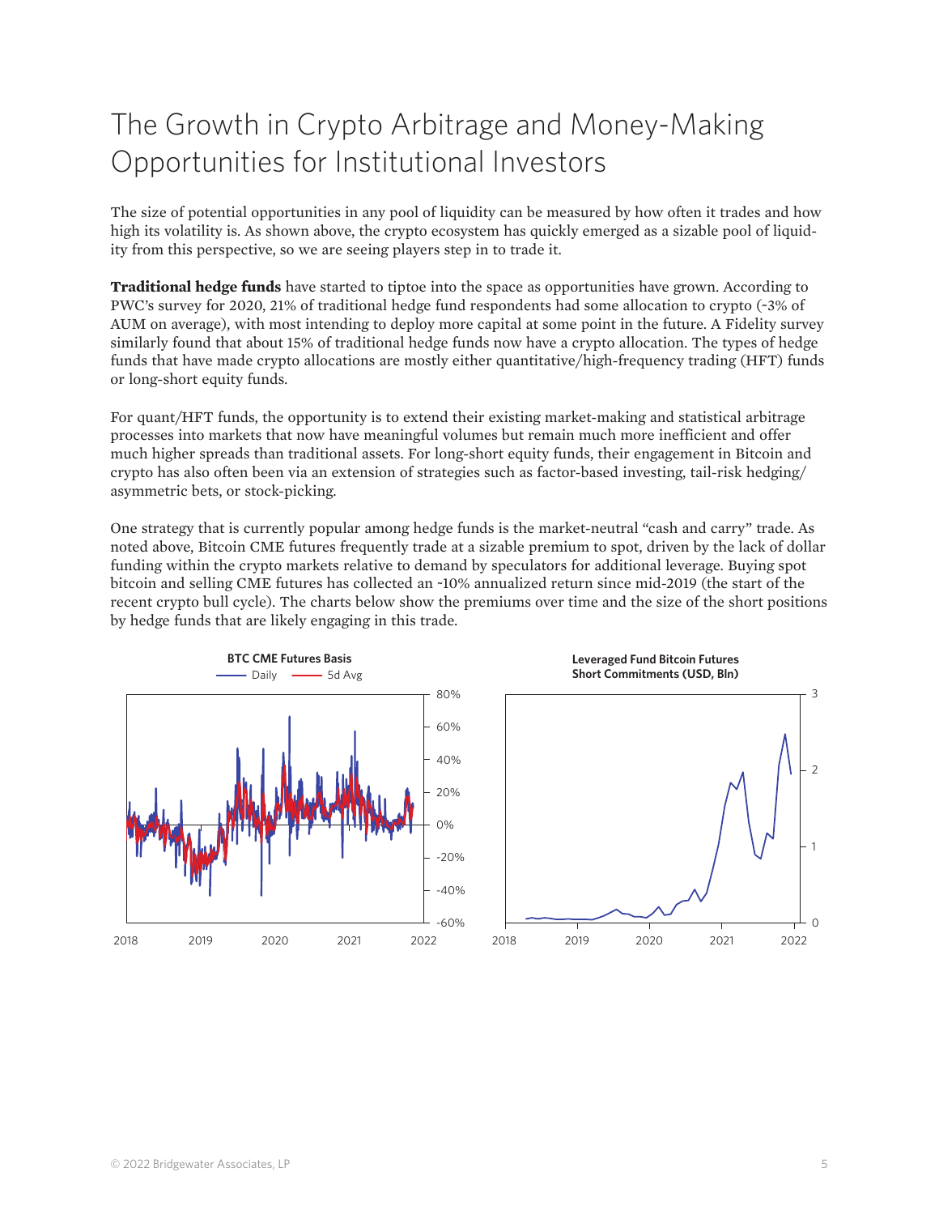# The Growth in Crypto Arbitrage and Money-Making Opportunities for Institutional Investors

The size of potential opportunities in any pool of liquidity can be measured by how often it trades and how high its volatility is. As shown above, the crypto ecosystem has quickly emerged as a sizable pool of liquidity from this perspective, so we are seeing players step in to trade it.

**Traditional hedge funds** have started to tiptoe into the space as opportunities have grown. According to PWC's survey for 2020, 21% of traditional hedge fund respondents had some allocation to crypto (~3% of AUM on average), with most intending to deploy more capital at some point in the future. A Fidelity survey similarly found that about 15% of traditional hedge funds now have a crypto allocation. The types of hedge funds that have made crypto allocations are mostly either quantitative/high-frequency trading (HFT) funds or long-short equity funds.

For quant/HFT funds, the opportunity is to extend their existing market-making and statistical arbitrage processes into markets that now have meaningful volumes but remain much more inefficient and offer much higher spreads than traditional assets. For long-short equity funds, their engagement in Bitcoin and crypto has also often been via an extension of strategies such as factor-based investing, tail-risk hedging/asymmetric bets, or stock-picking.

One strategy that is currently popular among hedge funds is the market-neutral "cash and carry" trade. As noted above, Bitcoin CME futures frequently trade at a sizable premium to spot, driven by the lack of dollar funding within the crypto markets relative to demand by speculators for additional leverage. Buying spot bitcoin and selling CME futures has collected an ~10% annualized return since mid-2019 (the start of the recent crypto bull cycle). The charts below show the premiums over time and the size of the short positions by hedge funds that are likely engaging in this trade.

**BTC CME Futures Basis** (Daily, 5d Avg)

**Leveraged Fund Bitcoin Futures Short Commitments (USD, Bln)**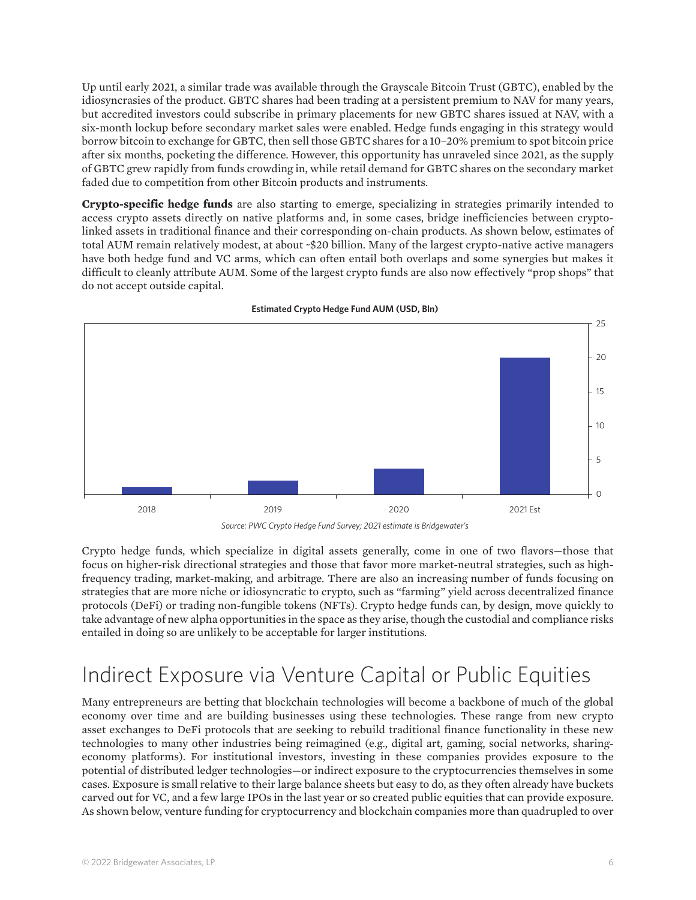Up until early 2021, a similar trade was available through the Grayscale Bitcoin Trust (GBTC), enabled by the idiosyncrasies of the product. GBTC shares had been trading at a persistent premium to NAV for many years, but accredited investors could subscribe in primary placements for new GBTC shares issued at NAV, with a six-month lockup before secondary market sales were enabled. Hedge funds engaging in this strategy would borrow bitcoin to exchange for GBTC, then sell those GBTC shares for a 10–20% premium to spot bitcoin price after six months, pocketing the difference. However, this opportunity has unraveled since 2021, as the supply of GBTC grew rapidly from funds crowding in, while retail demand for GBTC shares on the secondary market faded due to competition from other Bitcoin products and instruments.

**Crypto-specific hedge funds** are also starting to emerge, specializing in strategies primarily intended to access crypto assets directly on native platforms and, in some cases, bridge inefficiencies between crypto-linked assets in traditional finance and their corresponding on-chain products. As shown below, estimates of total AUM remain relatively modest, at about ~$20 billion. Many of the largest crypto-native active managers have both hedge fund and VC arms, which can often entail both overlaps and some synergies but makes it difficult to cleanly attribute AUM. Some of the largest crypto funds are also now effectively "prop shops" that do not accept outside capital.

**Estimated Crypto Hedge Fund AUM (USD, Bln)**

*Source: PWC Crypto Hedge Fund Survey; 2021 estimate is Bridgewater's*

Crypto hedge funds, which specialize in digital assets generally, come in one of two flavors—those that focus on higher-risk directional strategies and those that favor more market-neutral strategies, such as high-frequency trading, market-making, and arbitrage. There are also an increasing number of funds focusing on strategies that are more niche or idiosyncratic to crypto, such as "farming" yield across decentralized finance protocols (DeFi) or trading non-fungible tokens (NFTs). Crypto hedge funds can, by design, move quickly to take advantage of new alpha opportunities in the space as they arise, though the custodial and compliance risks entailed in doing so are unlikely to be acceptable for larger institutions.

# Indirect Exposure via Venture Capital or Public Equities

Many entrepreneurs are betting that blockchain technologies will become a backbone of much of the global economy over time and are building businesses using these technologies. These range from new crypto asset exchanges to DeFi protocols that are seeking to rebuild traditional finance functionality in these new technologies to many other industries being reimagined (e.g., digital art, gaming, social networks, sharing-economy platforms). For institutional investors, investing in these companies provides exposure to the potential of distributed ledger technologies—or indirect exposure to the cryptocurrencies themselves in some cases. Exposure is small relative to their large balance sheets but easy to do, as they often already have buckets carved out for VC, and a few large IPOs in the last year or so created public equities that can provide exposure. As shown below, venture funding for cryptocurrency and blockchain companies more than quadrupled to over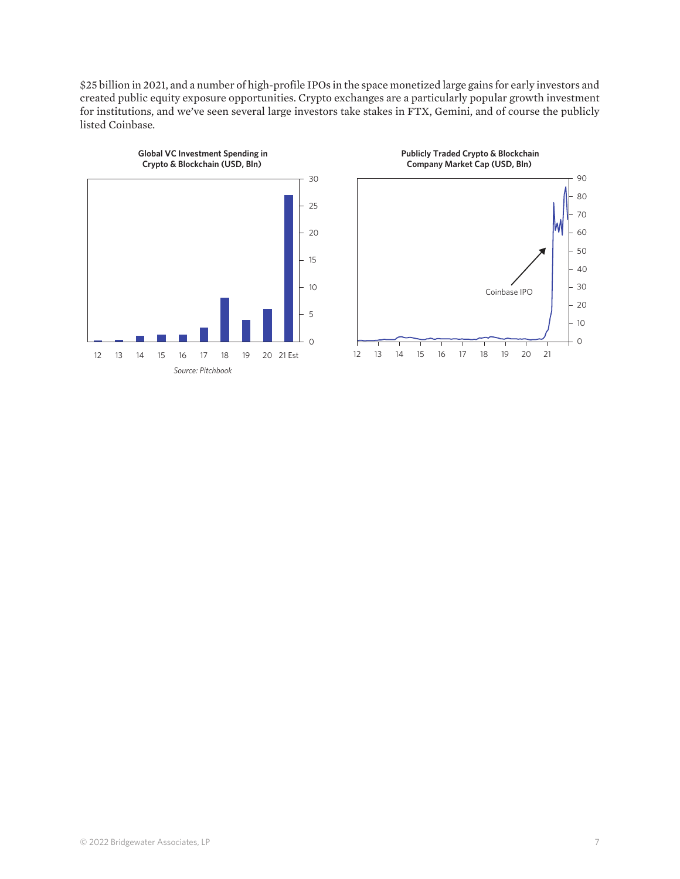$25 billion in 2021, and a number of high-profile IPOs in the space monetized large gains for early investors and created public equity exposure opportunities. Crypto exchanges are a particularly popular growth investment for institutions, and we've seen several large investors take stakes in FTX, Gemini, and of course the publicly listed Coinbase.

**Global VC Investment Spending in Crypto & Blockchain (USD, Bln)**

**Publicly Traded Crypto & Blockchain Company Market Cap (USD, Bln)**

*Source: Pitchbook*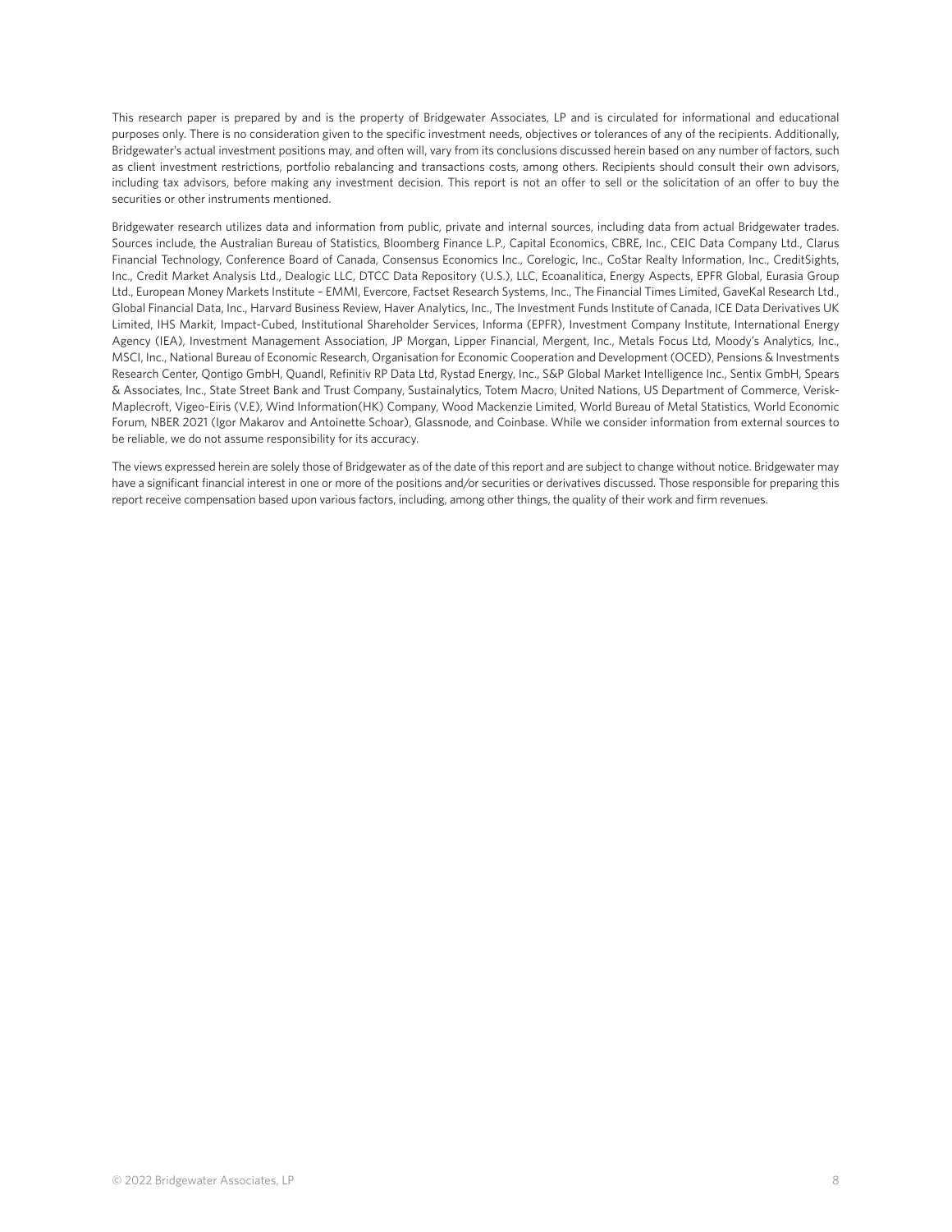This research paper is prepared by and is the property of Bridgewater Associates, LP and is circulated for informational and educational purposes only. There is no consideration given to the specific investment needs, objectives or tolerances of any of the recipients. Additionally, Bridgewater's actual investment positions may, and often will, vary from its conclusions discussed herein based on any number of factors, such as client investment restrictions, portfolio rebalancing and transactions costs, among others. Recipients should consult their own advisors, including tax advisors, before making any investment decision. This report is not an offer to sell or the solicitation of an offer to buy the securities or other instruments mentioned.

Bridgewater research utilizes data and information from public, private and internal sources, including data from actual Bridgewater trades. Sources include, the Australian Bureau of Statistics, Bloomberg Finance L.P., Capital Economics, CBRE, Inc., CEIC Data Company Ltd., Clarus Financial Technology, Conference Board of Canada, Consensus Economics Inc., Corelogic, Inc., CoStar Realty Information, Inc., CreditSights, Inc., Credit Market Analysis Ltd., Dealogic LLC, DTCC Data Repository (U.S.), LLC, Ecoanalitica, Energy Aspects, EPFR Global, Eurasia Group Ltd., European Money Markets Institute – EMMI, Evercore, Factset Research Systems, Inc., The Financial Times Limited, GaveKal Research Ltd., Global Financial Data, Inc., Harvard Business Review, Haver Analytics, Inc., The Investment Funds Institute of Canada, ICE Data Derivatives UK Limited, IHS Markit, Impact-Cubed, Institutional Shareholder Services, Informa (EPFR), Investment Company Institute, International Energy Agency (IEA), Investment Management Association, JP Morgan, Lipper Financial, Mergent, Inc., Metals Focus Ltd, Moody's Analytics, Inc., MSCI, Inc., National Bureau of Economic Research, Organisation for Economic Cooperation and Development (OCED), Pensions & Investments Research Center, Qontigo GmbH, Quandl, Refinitiv RP Data Ltd, Rystad Energy, Inc., S&P Global Market Intelligence Inc., Sentix GmbH, Spears & Associates, Inc., State Street Bank and Trust Company, Sustainalytics, Totem Macro, United Nations, US Department of Commerce, Verisk-Maplecroft, Vigeo-Eiris (V.E), Wind Information(HK) Company, Wood Mackenzie Limited, World Bureau of Metal Statistics, World Economic Forum, NBER 2021 (Igor Makarov and Antoinette Schoar), Glassnode, and Coinbase. While we consider information from external sources to be reliable, we do not assume responsibility for its accuracy.

The views expressed herein are solely those of Bridgewater as of the date of this report and are subject to change without notice. Bridgewater may have a significant financial interest in one or more of the positions and/or securities or derivatives discussed. Those responsible for preparing this report receive compensation based upon various factors, including, among other things, the quality of their work and firm revenues.

© 2022 Bridgewater Associates, LP